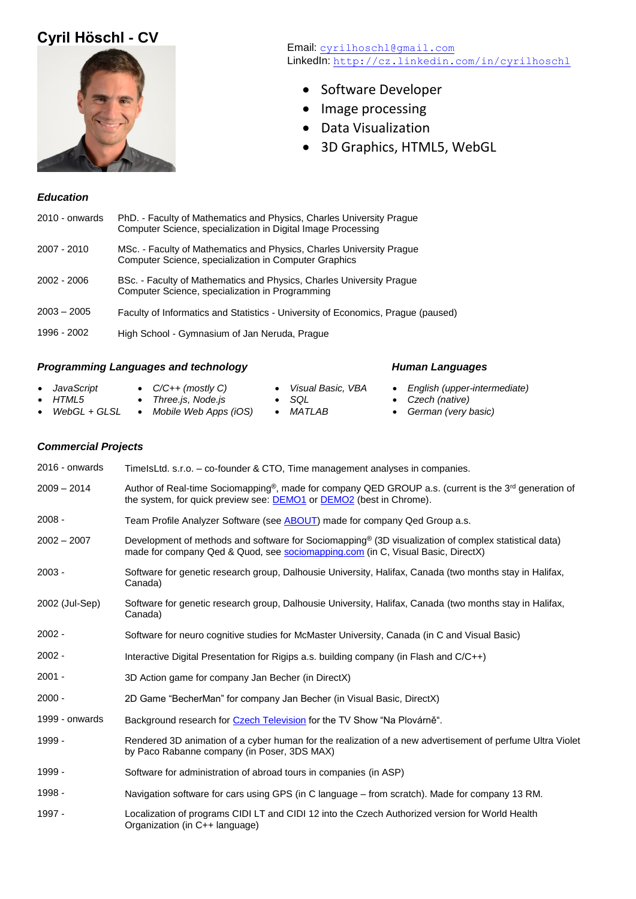# Cyril Höschl - CV

Email: [cyrilhoschl@gmail.com](mailto:cyrilhoschl@gmail.com)
LinkedIn: [http://cz.linkedin.com/in/cyrilhoschl](http://cz.linkedin.com/in/cyrilhoschl)

- Software Developer
- Image processing
- Data Visualization
- 3D Graphics, HTML5, WebGL

### *Education*

| | |
|---|---|
| 2010 - onwards | PhD. - Faculty of Mathematics and Physics, Charles University Prague<br>Computer Science, specialization in Digital Image Processing |
| 2007 - 2010 | MSc. - Faculty of Mathematics and Physics, Charles University Prague<br>Computer Science, specialization in Computer Graphics |
| 2002 - 2006 | BSc. - Faculty of Mathematics and Physics, Charles University Prague<br>Computer Science, specialization in Programming |
| 2003 – 2005 | Faculty of Informatics and Statistics - University of Economics, Prague (paused) |
| 1996 - 2002 | High School - Gymnasium of Jan Neruda, Prague |

### *Programming Languages and technology*

- *JavaScript*
- *HTML5*
- *WebGL + GLSL*
- *C/C++ (mostly C)*
- *Three.js, Node.js*
- *Mobile Web Apps (iOS)*
- *Visual Basic, VBA*
- *SQL*
- *MATLAB*

### *Human Languages*

- *English (upper-intermediate)*
- *Czech (native)*
- *German (very basic)*

### *Commercial Projects*

| | |
|---|---|
| 2016 - onwards | TimeIsLtd. s.r.o. – co-founder & CTO, Time management analyses in companies. |
| 2009 – 2014 | Author of Real-time Sociomapping®, made for company QED GROUP a.s. (current is the 3rd generation of the system, for quick preview see: DEMO1 or DEMO2 (best in Chrome). |
| 2008 - | Team Profile Analyzer Software (see ABOUT) made for company Qed Group a.s. |
| 2002 – 2007 | Development of methods and software for Sociomapping® (3D visualization of complex statistical data) made for company Qed & Quod, see sociomapping.com (in C, Visual Basic, DirectX) |
| 2003 - | Software for genetic research group, Dalhousie University, Halifax, Canada (two months stay in Halifax, Canada) |
| 2002 (Jul-Sep) | Software for genetic research group, Dalhousie University, Halifax, Canada (two months stay in Halifax, Canada) |
| 2002 - | Software for neuro cognitive studies for McMaster University, Canada (in C and Visual Basic) |
| 2002 - | Interactive Digital Presentation for Rigips a.s. building company (in Flash and C/C++) |
| 2001 - | 3D Action game for company Jan Becher (in DirectX) |
| 2000 - | 2D Game “BecherMan” for company Jan Becher (in Visual Basic, DirectX) |
| 1999 - onwards | Background research for Czech Television for the TV Show “Na Plovárně“. |
| 1999 - | Rendered 3D animation of a cyber human for the realization of a new advertisement of perfume Ultra Violet by Paco Rabanne company (in Poser, 3DS MAX) |
| 1999 - | Software for administration of abroad tours in companies (in ASP) |
| 1998 - | Navigation software for cars using GPS (in C language – from scratch). Made for company 13 RM. |
| 1997 - | Localization of programs CIDI LT and CIDI 12 into the Czech Authorized version for World Health Organization (in C++ language) |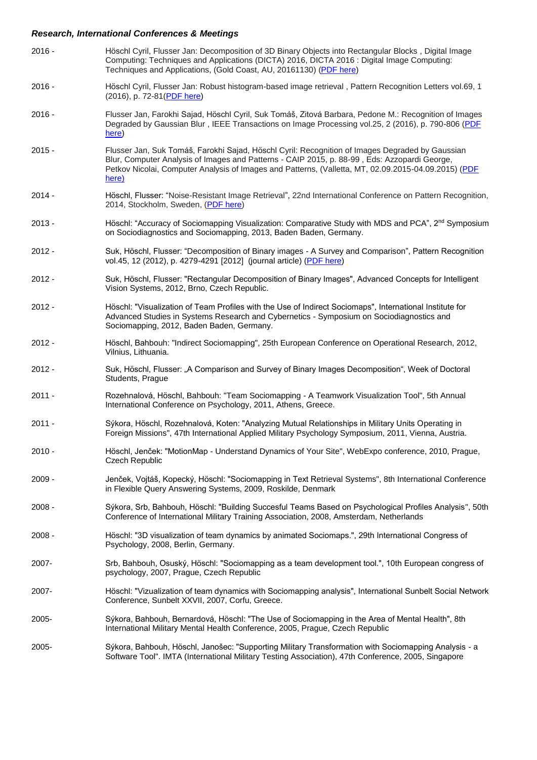### *Research, International Conferences & Meetings*

2016 - Höschl Cyril, Flusser Jan: Decomposition of 3D Binary Objects into Rectangular Blocks , Digital Image Computing: Techniques and Applications (DICTA) 2016, DICTA 2016 : Digital Image Computing: Techniques and Applications, (Gold Coast, AU, 20161130) (PDF here)

2016 - Höschl Cyril, Flusser Jan: Robust histogram-based image retrieval , Pattern Recognition Letters vol.69, 1 (2016), p. 72-81(PDF here)

2016 - Flusser Jan, Farokhi Sajad, Höschl Cyril, Suk Tomáš, Zitová Barbara, Pedone M.: Recognition of Images Degraded by Gaussian Blur , IEEE Transactions on Image Processing vol.25, 2 (2016), p. 790-806 (PDF here)

2015 - Flusser Jan, Suk Tomáš, Farokhi Sajad, Höschl Cyril: Recognition of Images Degraded by Gaussian Blur, Computer Analysis of Images and Patterns - CAIP 2015, p. 88-99 , Eds: Azzopardi George, Petkov Nicolai, Computer Analysis of Images and Patterns, (Valletta, MT, 02.09.2015-04.09.2015) (PDF here)

2014 - Höschl, Flusser: "Noise-Resistant Image Retrieval", 22nd International Conference on Pattern Recognition, 2014, Stockholm, Sweden, (PDF here)

2013 - Höschl: "Accuracy of Sociomapping Visualization: Comparative Study with MDS and PCA", 2nd Symposium on Sociodiagnostics and Sociomapping, 2013, Baden Baden, Germany.

2012 - Suk, Höschl, Flusser: "Decomposition of Binary images - A Survey and Comparison", Pattern Recognition vol.45, 12 (2012), p. 4279-4291 [2012] (journal article) (PDF here)

2012 - Suk, Höschl, Flusser: "Rectangular Decomposition of Binary Images", Advanced Concepts for Intelligent Vision Systems, 2012, Brno, Czech Republic.

2012 - Höschl: "Visualization of Team Profiles with the Use of Indirect Sociomaps", International Institute for Advanced Studies in Systems Research and Cybernetics - Symposium on Sociodiagnostics and Sociomapping, 2012, Baden Baden, Germany.

2012 - Höschl, Bahbouh: "Indirect Sociomapping", 25th European Conference on Operational Research, 2012, Vilnius, Lithuania.

2012 - Suk, Höschl, Flusser: „A Comparison and Survey of Binary Images Decomposition“, Week of Doctoral Students, Prague

2011 - Rozehnalová, Höschl, Bahbouh: "Team Sociomapping - A Teamwork Visualization Tool", 5th Annual International Conference on Psychology, 2011, Athens, Greece.

2011 - Sýkora, Höschl, Rozehnalová, Koten: "Analyzing Mutual Relationships in Military Units Operating in Foreign Missions", 47th International Applied Military Psychology Symposium, 2011, Vienna, Austria.

2010 - Höschl, Jenček: "MotionMap - Understand Dynamics of Your Site", WebExpo conference, 2010, Prague, Czech Republic

2009 - Jenček, Vojtáš, Kopecký, Höschl: "Sociomapping in Text Retrieval Systems", 8th International Conference in Flexible Query Answering Systems, 2009, Roskilde, Denmark

2008 - Sýkora, Srb, Bahbouh, Höschl: "Building Succesful Teams Based on Psychological Profiles Analysis", 50th Conference of International Military Training Association, 2008, Amsterdam, Netherlands

2008 - Höschl: "3D visualization of team dynamics by animated Sociomaps.", 29th International Congress of Psychology, 2008, Berlin, Germany.

2007- Srb, Bahbouh, Osuský, Höschl: "Sociomapping as a team development tool.", 10th European congress of psychology, 2007, Prague, Czech Republic

2007- Höschl: "Vizualization of team dynamics with Sociomapping analysis", International Sunbelt Social Network Conference, Sunbelt XXVII, 2007, Corfu, Greece.

2005- Sýkora, Bahbouh, Bernardová, Höschl: "The Use of Sociomapping in the Area of Mental Health", 8th International Military Mental Health Conference, 2005, Prague, Czech Republic

2005- Sýkora, Bahbouh, Höschl, Janošec: "Supporting Military Transformation with Sociomapping Analysis - a Software Tool". IMTA (International Military Testing Association), 47th Conference, 2005, Singapore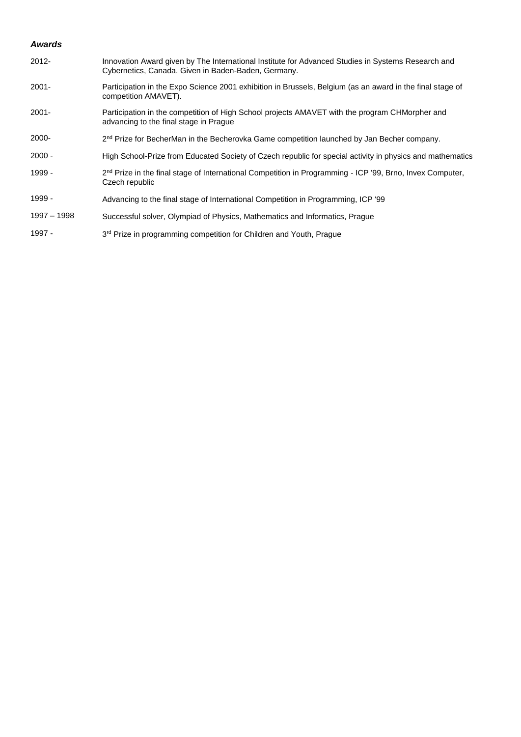***Awards***

| | |
|---|---|
| 2012- | Innovation Award given by The International Institute for Advanced Studies in Systems Research and Cybernetics, Canada. Given in Baden-Baden, Germany. |
| 2001- | Participation in the Expo Science 2001 exhibition in Brussels, Belgium (as an award in the final stage of competition AMAVET). |
| 2001- | Participation in the competition of High School projects AMAVET with the program CHMorpher and advancing to the final stage in Prague |
| 2000- | 2nd Prize for BecherMan in the Becherovka Game competition launched by Jan Becher company. |
| 2000 - | High School-Prize from Educated Society of Czech republic for special activity in physics and mathematics |
| 1999 - | 2nd Prize in the final stage of International Competition in Programming - ICP '99, Brno, Invex Computer, Czech republic |
| 1999 - | Advancing to the final stage of International Competition in Programming, ICP '99 |
| 1997 – 1998 | Successful solver, Olympiad of Physics, Mathematics and Informatics, Prague |
| 1997 - | 3rd Prize in programming competition for Children and Youth, Prague |